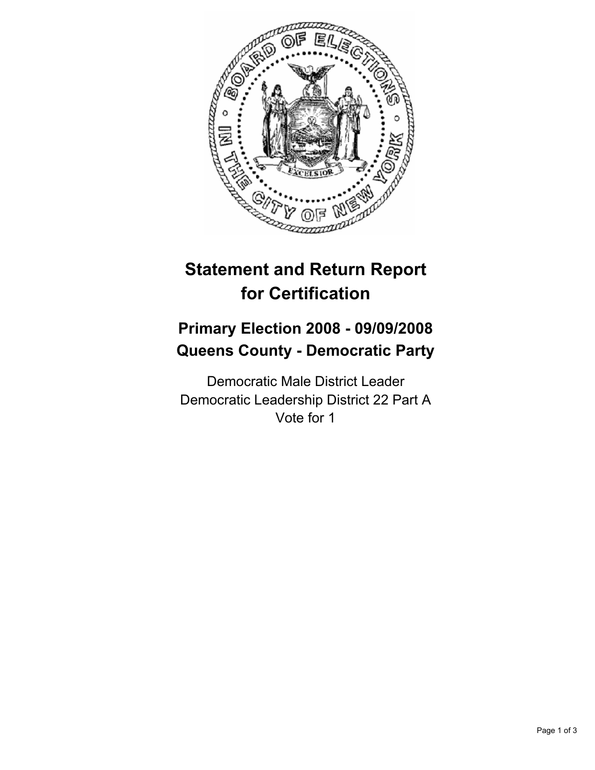# Statement and Return Report for Certification

## Primary Election 2008 - 09/09/2008
## Queens County - Democratic Party

Democratic Male District Leader
Democratic Leadership District 22 Part A
Vote for 1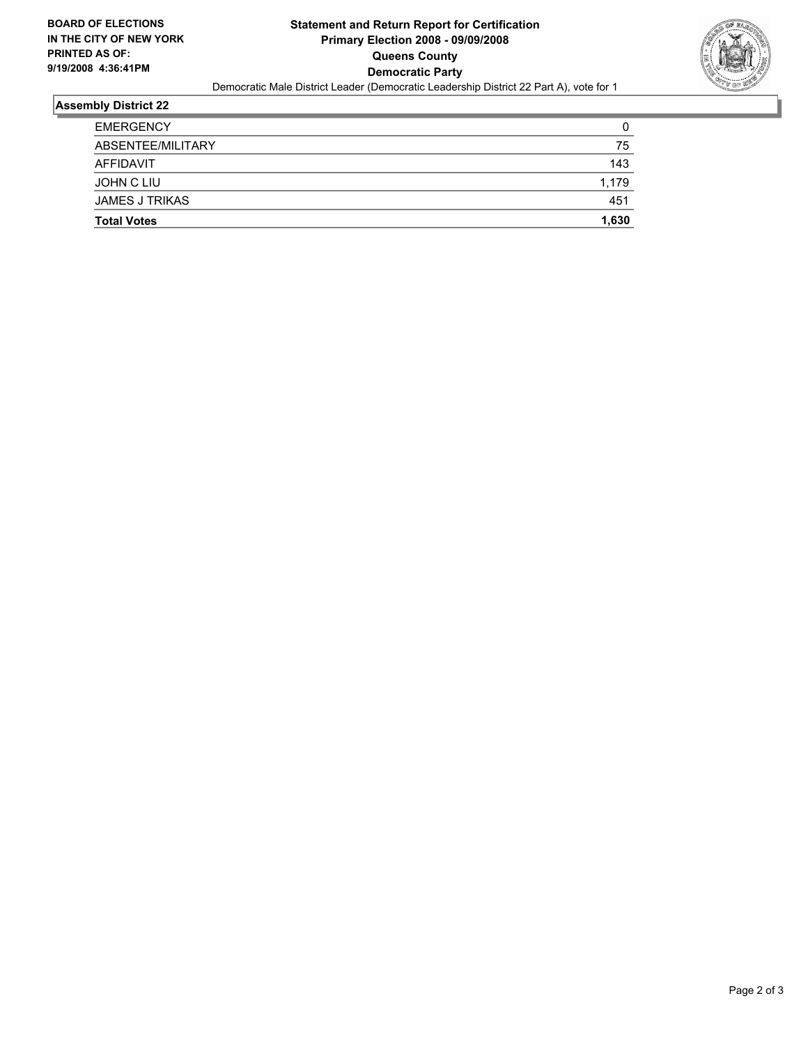BOARD OF ELECTIONS
IN THE CITY OF NEW YORK
PRINTED AS OF:
9/19/2008 4:36:41PM

# Statement and Return Report for Certification
## Primary Election 2008 - 09/09/2008
## Queens County
## Democratic Party

Democratic Male District Leader (Democratic Leadership District 22 Part A), vote for 1

### Assembly District 22

| | |
|---|---|
| EMERGENCY | 0 |
| ABSENTEE/MILITARY | 75 |
| AFFIDAVIT | 143 |
| JOHN C LIU | 1,179 |
| JAMES J TRIKAS | 451 |
| **Total Votes** | **1,630** |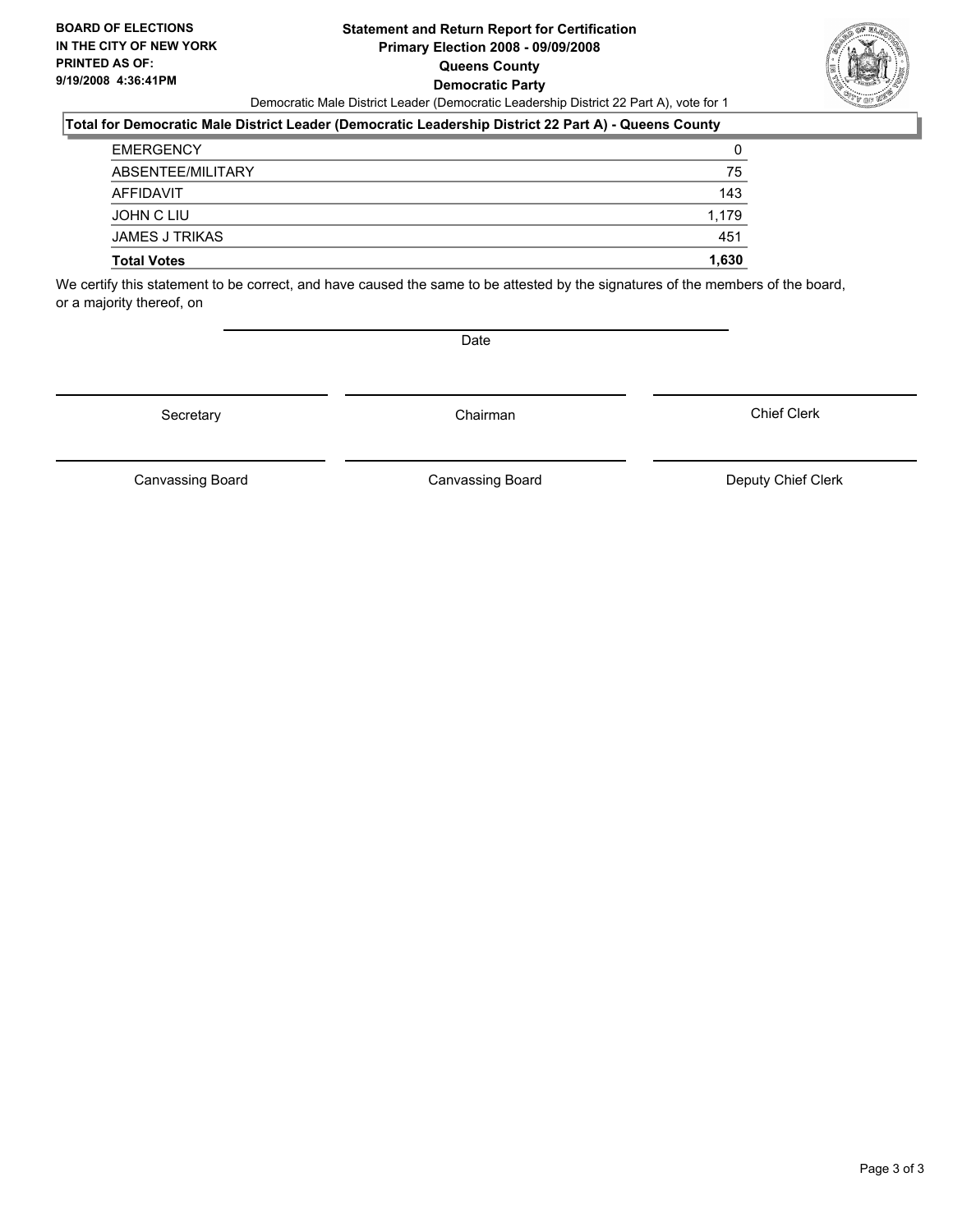**BOARD OF ELECTIONS IN THE CITY OF NEW YORK PRINTED AS OF: 9/19/2008 4:36:41PM**

# Statement and Return Report for Certification
## Primary Election 2008 - 09/09/2008
## Queens County
## Democratic Party

Democratic Male District Leader (Democratic Leadership District 22 Part A), vote for 1

**Total for Democratic Male District Leader (Democratic Leadership District 22 Part A) - Queens County**

| | |
|---|---|
| EMERGENCY | 0 |
| ABSENTEE/MILITARY | 75 |
| AFFIDAVIT | 143 |
| JOHN C LIU | 1,179 |
| JAMES J TRIKAS | 451 |
| **Total Votes** | **1,630** |

We certify this statement to be correct, and have caused the same to be attested by the signatures of the members of the board, or a majority thereof, on

Date

Secretary

Chairman

Chief Clerk

Canvassing Board

Canvassing Board

Deputy Chief Clerk